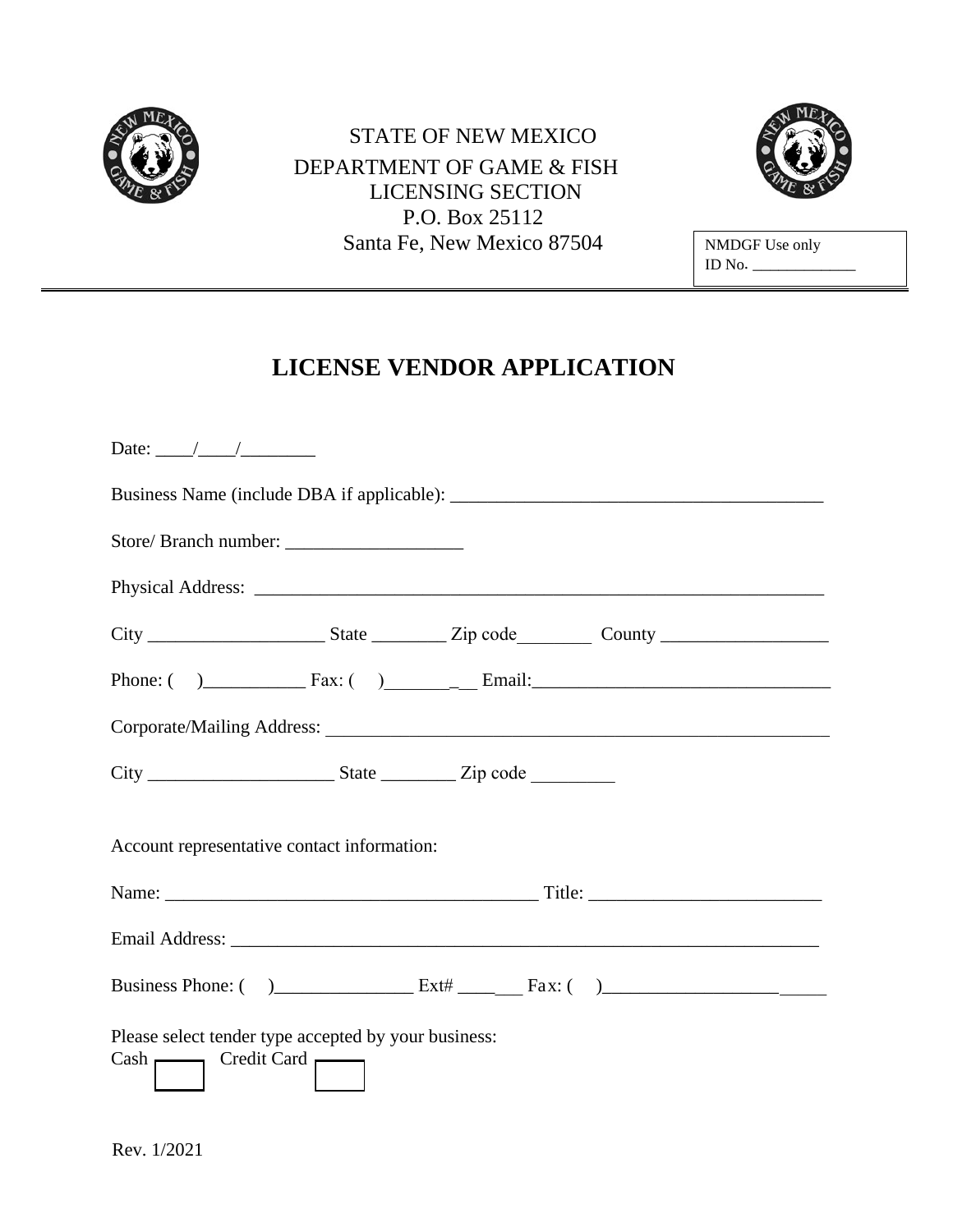STATE OF NEW MEXICO
DEPARTMENT OF GAME & FISH
LICENSING SECTION
P.O. Box 25112
Santa Fe, New Mexico 87504

NMDGF Use only
ID No. _____________

# LICENSE VENDOR APPLICATION

Date: ____/____/________

Business Name (include DBA if applicable): ________________________________________

Store/ Branch number: ___________________

Physical Address: ______________________________________________________________

City ___________________ State ________ Zip code________ County __________________

Phone: (    )___________ Fax: (    )__________ Email:________________________________

Corporate/Mailing Address: ______________________________________________________

City ____________________ State ________ Zip code _________

Account representative contact information:

Name: ________________________________________ Title: _________________________

Email Address: _________________________________________________________________

Business Phone: (    )_______________ Ext# _______ Fax: (    )________________________

Please select tender type accepted by your business:
Cash ☐ Credit Card ☐

Rev. 1/2021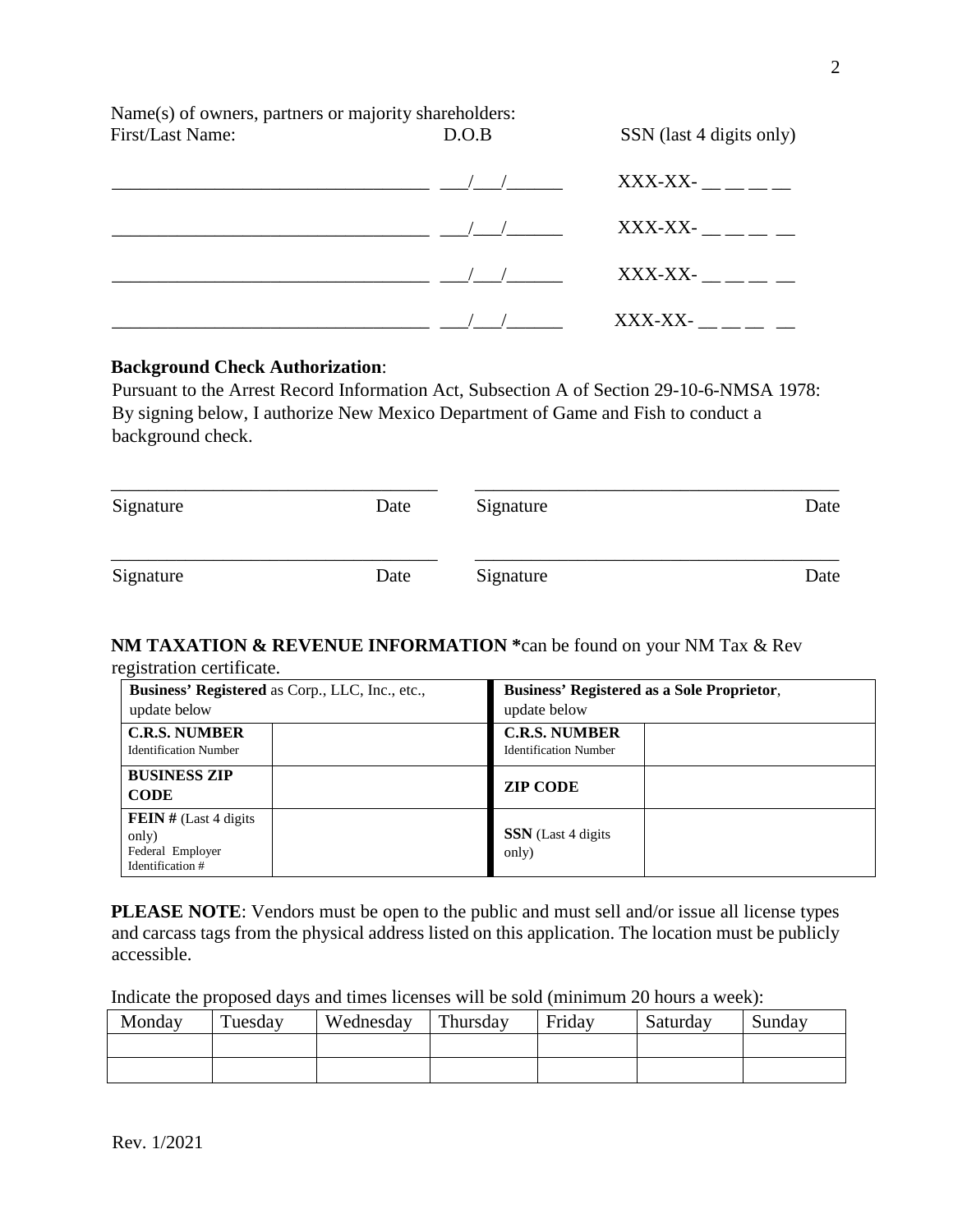Name(s) of owners, partners or majority shareholders:

| First/Last Name: | D.O.B | SSN (last 4 digits only) |
|---|---|---|
| \_\_\_\_\_\_\_\_\_\_\_\_\_\_\_\_\_\_\_\_\_\_\_\_\_\_\_\_\_\_\_\_ | \_\_\_/\_\_\_/\_\_\_\_\_\_ | XXX-XX- \_\_ \_\_ \_\_ \_\_ |
| \_\_\_\_\_\_\_\_\_\_\_\_\_\_\_\_\_\_\_\_\_\_\_\_\_\_\_\_\_\_\_\_ | \_\_\_/\_\_\_/\_\_\_\_\_\_ | XXX-XX- \_\_ \_\_ \_\_ \_\_ |
| \_\_\_\_\_\_\_\_\_\_\_\_\_\_\_\_\_\_\_\_\_\_\_\_\_\_\_\_\_\_\_\_ | \_\_\_/\_\_\_/\_\_\_\_\_\_ | XXX-XX- \_\_ \_\_ \_\_ \_\_ |
| \_\_\_\_\_\_\_\_\_\_\_\_\_\_\_\_\_\_\_\_\_\_\_\_\_\_\_\_\_\_\_\_ | \_\_\_/\_\_\_/\_\_\_\_\_\_ | XXX-XX- \_\_ \_\_ \_\_ \_\_ |

**Background Check Authorization**:

Pursuant to the Arrest Record Information Act, Subsection A of Section 29-10-6-NMSA 1978: By signing below, I authorize New Mexico Department of Game and Fish to conduct a background check.

\_\_\_\_\_\_\_\_\_\_\_\_\_\_\_\_\_\_\_\_\_\_\_\_\_\_\_\_\_\_\_\_\_\_\_\_ \_\_\_\_\_\_\_\_\_\_\_\_\_\_\_\_\_\_\_\_\_\_\_\_\_\_\_\_\_\_\_\_\_\_\_\_

Signature Date Signature Date

\_\_\_\_\_\_\_\_\_\_\_\_\_\_\_\_\_\_\_\_\_\_\_\_\_\_\_\_\_\_\_\_\_\_\_\_ \_\_\_\_\_\_\_\_\_\_\_\_\_\_\_\_\_\_\_\_\_\_\_\_\_\_\_\_\_\_\_\_\_\_\_\_

Signature Date Signature Date

**NM TAXATION & REVENUE INFORMATION \***can be found on your NM Tax & Rev registration certificate.

| **Business' Registered** as Corp., LLC, Inc., etc., update below | | **Business' Registered as a Sole Proprietor**, update below | |
|---|---|---|---|
| **C.R.S. NUMBER** Identification Number | | **C.R.S. NUMBER** Identification Number | |
| **BUSINESS ZIP CODE** | | **ZIP CODE** | |
| **FEIN #** (Last 4 digits only) Federal Employer Identification # | | **SSN** (Last 4 digits only) | |

**PLEASE NOTE**: Vendors must be open to the public and must sell and/or issue all license types and carcass tags from the physical address listed on this application. The location must be publicly accessible.

Indicate the proposed days and times licenses will be sold (minimum 20 hours a week):

| Monday | Tuesday | Wednesday | Thursday | Friday | Saturday | Sunday |
|---|---|---|---|---|---|---|
| | | | | | | |
| | | | | | | |

Rev. 1/2021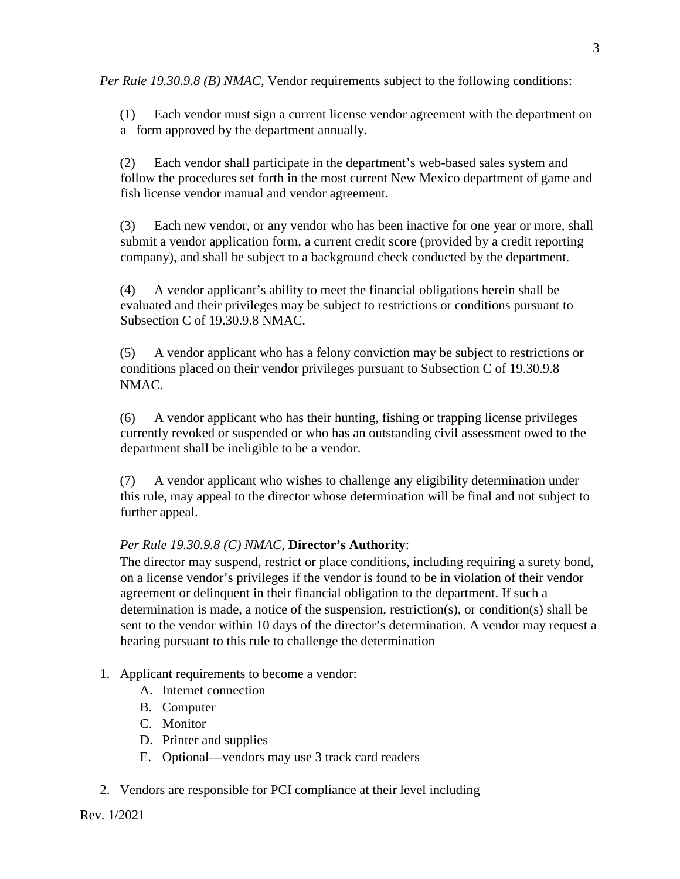*Per Rule 19.30.9.8 (B) NMAC*, Vendor requirements subject to the following conditions:

(1) Each vendor must sign a current license vendor agreement with the department on a form approved by the department annually.

(2) Each vendor shall participate in the department's web-based sales system and follow the procedures set forth in the most current New Mexico department of game and fish license vendor manual and vendor agreement.

(3) Each new vendor, or any vendor who has been inactive for one year or more, shall submit a vendor application form, a current credit score (provided by a credit reporting company), and shall be subject to a background check conducted by the department.

(4) A vendor applicant's ability to meet the financial obligations herein shall be evaluated and their privileges may be subject to restrictions or conditions pursuant to Subsection C of 19.30.9.8 NMAC.

(5) A vendor applicant who has a felony conviction may be subject to restrictions or conditions placed on their vendor privileges pursuant to Subsection C of 19.30.9.8 NMAC.

(6) A vendor applicant who has their hunting, fishing or trapping license privileges currently revoked or suspended or who has an outstanding civil assessment owed to the department shall be ineligible to be a vendor.

(7) A vendor applicant who wishes to challenge any eligibility determination under this rule, may appeal to the director whose determination will be final and not subject to further appeal.

*Per Rule 19.30.9.8 (C) NMAC*, **Director's Authority**:
The director may suspend, restrict or place conditions, including requiring a surety bond, on a license vendor's privileges if the vendor is found to be in violation of their vendor agreement or delinquent in their financial obligation to the department. If such a determination is made, a notice of the suspension, restriction(s), or condition(s) shall be sent to the vendor within 10 days of the director's determination. A vendor may request a hearing pursuant to this rule to challenge the determination

1. Applicant requirements to become a vendor:
   A. Internet connection
   B. Computer
   C. Monitor
   D. Printer and supplies
   E. Optional—vendors may use 3 track card readers

2. Vendors are responsible for PCI compliance at their level including

Rev. 1/2021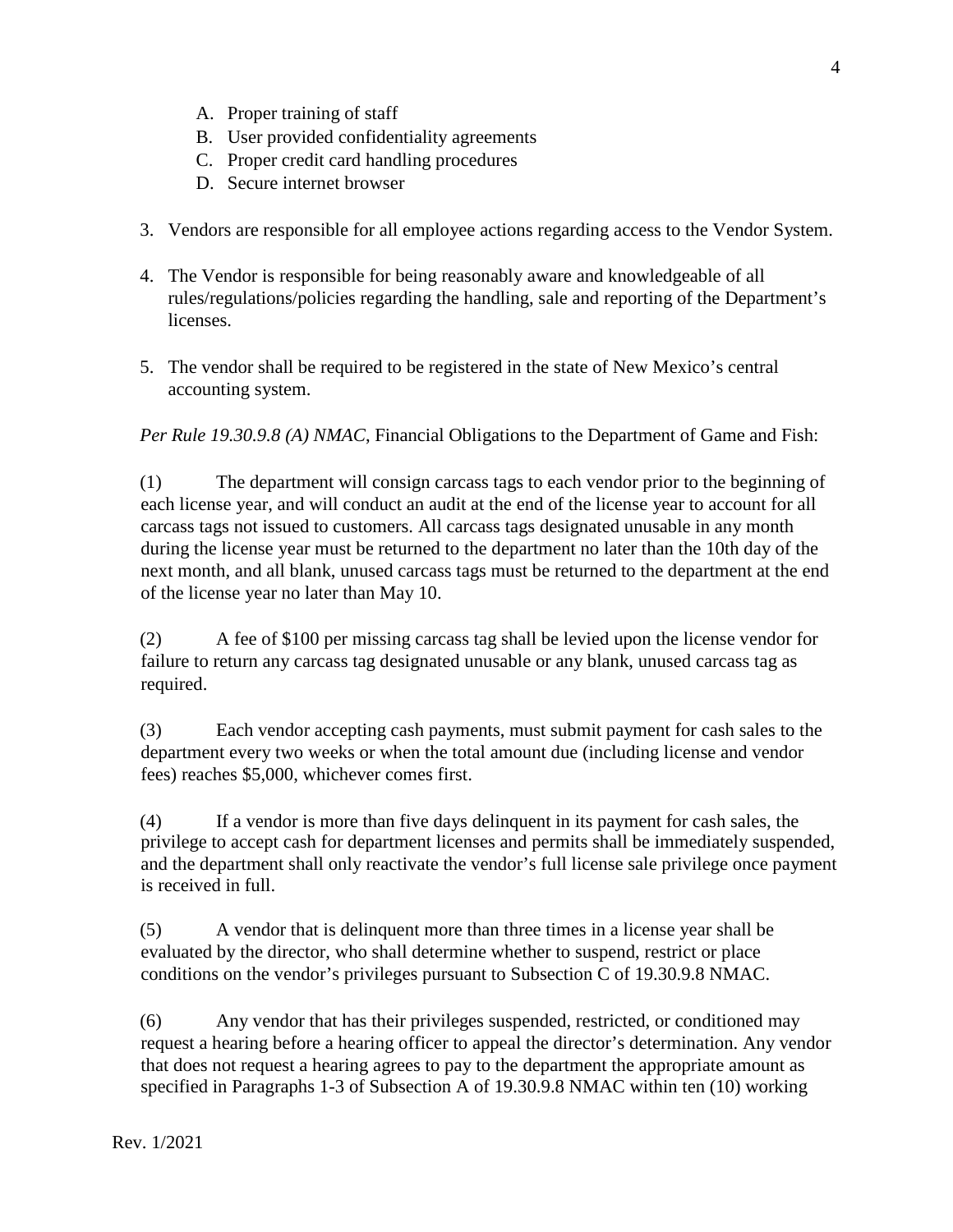A. Proper training of staff
   B. User provided confidentiality agreements
   C. Proper credit card handling procedures
   D. Secure internet browser

3. Vendors are responsible for all employee actions regarding access to the Vendor System.

4. The Vendor is responsible for being reasonably aware and knowledgeable of all rules/regulations/policies regarding the handling, sale and reporting of the Department's licenses.

5. The vendor shall be required to be registered in the state of New Mexico's central accounting system.

*Per Rule 19.30.9.8 (A) NMAC*, Financial Obligations to the Department of Game and Fish:

(1) The department will consign carcass tags to each vendor prior to the beginning of each license year, and will conduct an audit at the end of the license year to account for all carcass tags not issued to customers. All carcass tags designated unusable in any month during the license year must be returned to the department no later than the 10th day of the next month, and all blank, unused carcass tags must be returned to the department at the end of the license year no later than May 10.

(2) A fee of $100 per missing carcass tag shall be levied upon the license vendor for failure to return any carcass tag designated unusable or any blank, unused carcass tag as required.

(3) Each vendor accepting cash payments, must submit payment for cash sales to the department every two weeks or when the total amount due (including license and vendor fees) reaches $5,000, whichever comes first.

(4) If a vendor is more than five days delinquent in its payment for cash sales, the privilege to accept cash for department licenses and permits shall be immediately suspended, and the department shall only reactivate the vendor's full license sale privilege once payment is received in full.

(5) A vendor that is delinquent more than three times in a license year shall be evaluated by the director, who shall determine whether to suspend, restrict or place conditions on the vendor's privileges pursuant to Subsection C of 19.30.9.8 NMAC.

(6) Any vendor that has their privileges suspended, restricted, or conditioned may request a hearing before a hearing officer to appeal the director's determination. Any vendor that does not request a hearing agrees to pay to the department the appropriate amount as specified in Paragraphs 1-3 of Subsection A of 19.30.9.8 NMAC within ten (10) working

Rev. 1/2021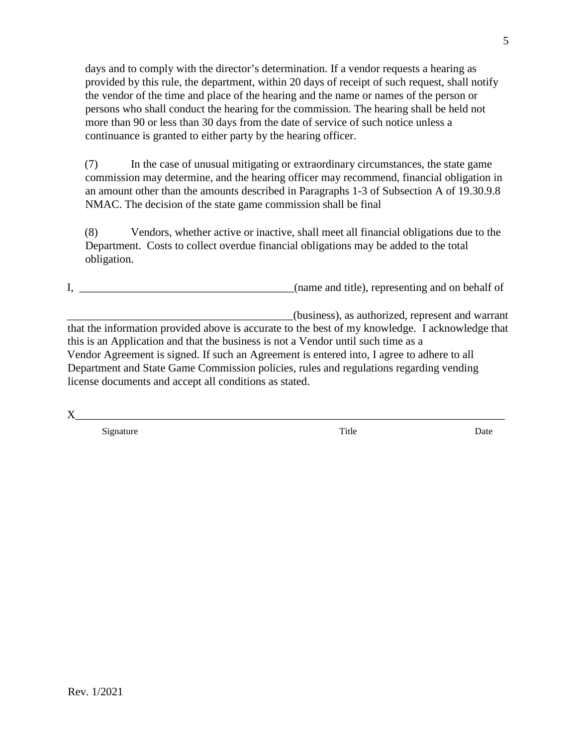days and to comply with the director’s determination. If a vendor requests a hearing as provided by this rule, the department, within 20 days of receipt of such request, shall notify the vendor of the time and place of the hearing and the name or names of the person or persons who shall conduct the hearing for the commission. The hearing shall be held not more than 90 or less than 30 days from the date of service of such notice unless a continuance is granted to either party by the hearing officer.

(7) In the case of unusual mitigating or extraordinary circumstances, the state game commission may determine, and the hearing officer may recommend, financial obligation in an amount other than the amounts described in Paragraphs 1-3 of Subsection A of 19.30.9.8 NMAC. The decision of the state game commission shall be final

(8) Vendors, whether active or inactive, shall meet all financial obligations due to the Department. Costs to collect overdue financial obligations may be added to the total obligation.

I, ______________________________________(name and title), representing and on behalf of

________________________________________(business), as authorized, represent and warrant that the information provided above is accurate to the best of my knowledge. I acknowledge that this is an Application and that the business is not a Vendor until such time as a Vendor Agreement is signed. If such an Agreement is entered into, I agree to adhere to all Department and State Game Commission policies, rules and regulations regarding vending license documents and accept all conditions as stated.

X______________________________________________________________________________

Signature Title Date

Rev. 1/2021